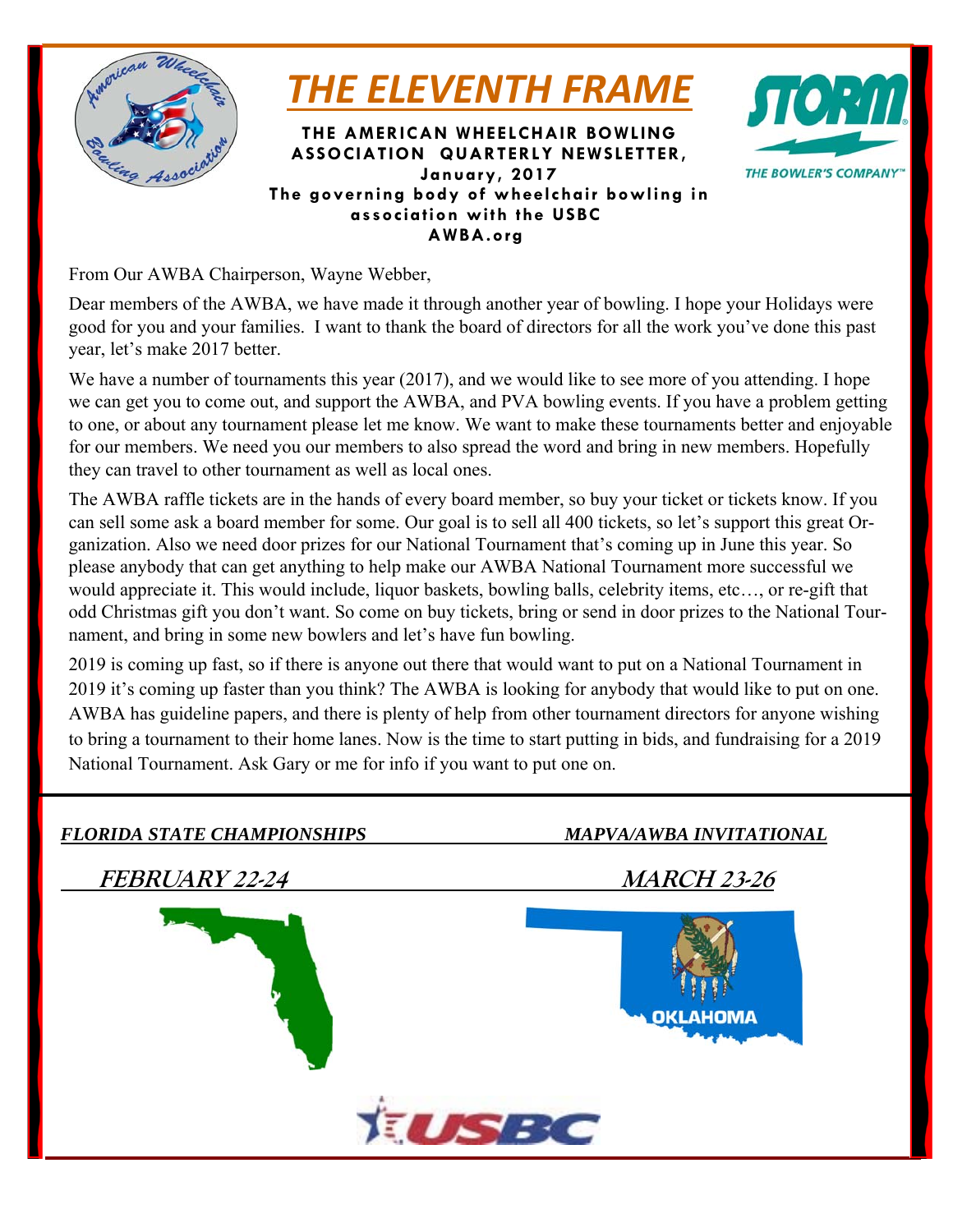# THE ELEVENTH FRAME

**THE AMERICAN WHEELCHAIR BOWLING ASSOCIATION QUARTERLY NEWSLETTER, January, 2017**
**The governing body of wheelchair bowling in association with the USBC**
**AWBA.org**

From Our AWBA Chairperson, Wayne Webber,

Dear members of the AWBA, we have made it through another year of bowling. I hope your Holidays were good for you and your families. I want to thank the board of directors for all the work you've done this past year, let's make 2017 better.

We have a number of tournaments this year (2017), and we would like to see more of you attending. I hope we can get you to come out, and support the AWBA, and PVA bowling events. If you have a problem getting to one, or about any tournament please let me know. We want to make these tournaments better and enjoyable for our members. We need you our members to also spread the word and bring in new members. Hopefully they can travel to other tournament as well as local ones.

The AWBA raffle tickets are in the hands of every board member, so buy your ticket or tickets know. If you can sell some ask a board member for some. Our goal is to sell all 400 tickets, so let's support this great Organization. Also we need door prizes for our National Tournament that's coming up in June this year. So please anybody that can get anything to help make our AWBA National Tournament more successful we would appreciate it. This would include, liquor baskets, bowling balls, celebrity items, etc…, or re-gift that odd Christmas gift you don't want. So come on buy tickets, bring or send in door prizes to the National Tournament, and bring in some new bowlers and let's have fun bowling.

2019 is coming up fast, so if there is anyone out there that would want to put on a National Tournament in 2019 it's coming up faster than you think? The AWBA is looking for anybody that would like to put on one. AWBA has guideline papers, and there is plenty of help from other tournament directors for anyone wishing to bring a tournament to their home lanes. Now is the time to start putting in bids, and fundraising for a 2019 National Tournament. Ask Gary or me for info if you want to put one on.

***FLORIDA STATE CHAMPIONSHIPS***

***FEBRUARY 22-24***

***MAPVA/AWBA INVITATIONAL***

***MARCH 23-26***

OKLAHOMA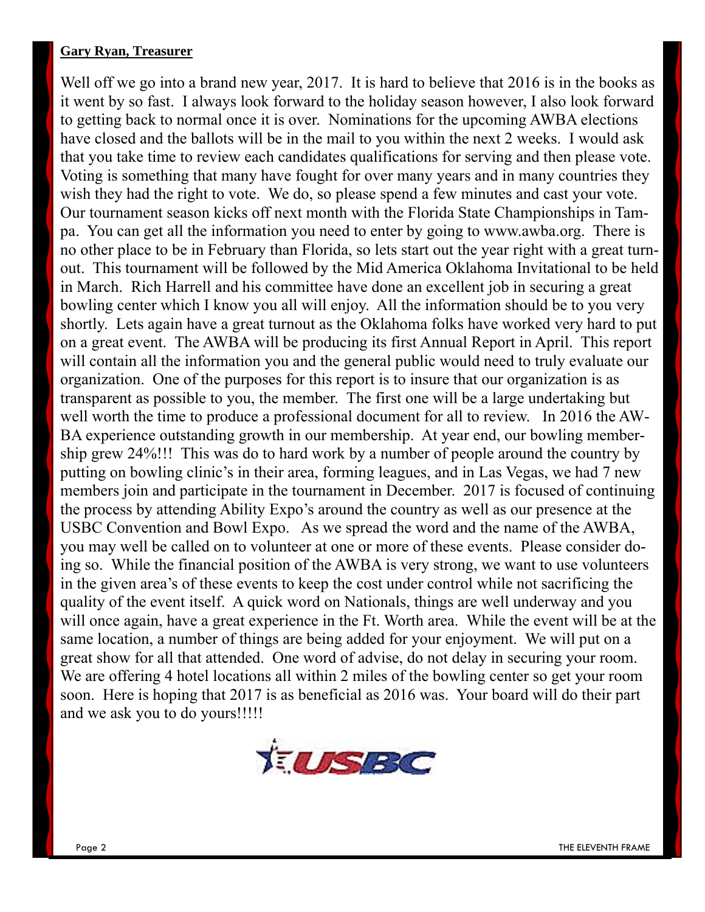**Gary Ryan, Treasurer**

Well off we go into a brand new year, 2017. It is hard to believe that 2016 is in the books as it went by so fast. I always look forward to the holiday season however, I also look forward to getting back to normal once it is over. Nominations for the upcoming AWBA elections have closed and the ballots will be in the mail to you within the next 2 weeks. I would ask that you take time to review each candidates qualifications for serving and then please vote. Voting is something that many have fought for over many years and in many countries they wish they had the right to vote. We do, so please spend a few minutes and cast your vote. Our tournament season kicks off next month with the Florida State Championships in Tampa. You can get all the information you need to enter by going to www.awba.org. There is no other place to be in February than Florida, so lets start out the year right with a great turnout. This tournament will be followed by the Mid America Oklahoma Invitational to be held in March. Rich Harrell and his committee have done an excellent job in securing a great bowling center which I know you all will enjoy. All the information should be to you very shortly. Lets again have a great turnout as the Oklahoma folks have worked very hard to put on a great event. The AWBA will be producing its first Annual Report in April. This report will contain all the information you and the general public would need to truly evaluate our organization. One of the purposes for this report is to insure that our organization is as transparent as possible to you, the member. The first one will be a large undertaking but well worth the time to produce a professional document for all to review. In 2016 the AWBA experience outstanding growth in our membership. At year end, our bowling membership grew 24%!!! This was do to hard work by a number of people around the country by putting on bowling clinic's in their area, forming leagues, and in Las Vegas, we had 7 new members join and participate in the tournament in December. 2017 is focused of continuing the process by attending Ability Expo's around the country as well as our presence at the USBC Convention and Bowl Expo. As we spread the word and the name of the AWBA, you may well be called on to volunteer at one or more of these events. Please consider doing so. While the financial position of the AWBA is very strong, we want to use volunteers in the given area's of these events to keep the cost under control while not sacrificing the quality of the event itself. A quick word on Nationals, things are well underway and you will once again, have a great experience in the Ft. Worth area. While the event will be at the same location, a number of things are being added for your enjoyment. We will put on a great show for all that attended. One word of advise, do not delay in securing your room. We are offering 4 hotel locations all within 2 miles of the bowling center so get your room soon. Here is hoping that 2017 is as beneficial as 2016 was. Your board will do their part and we ask you to do yours!!!!!

USBC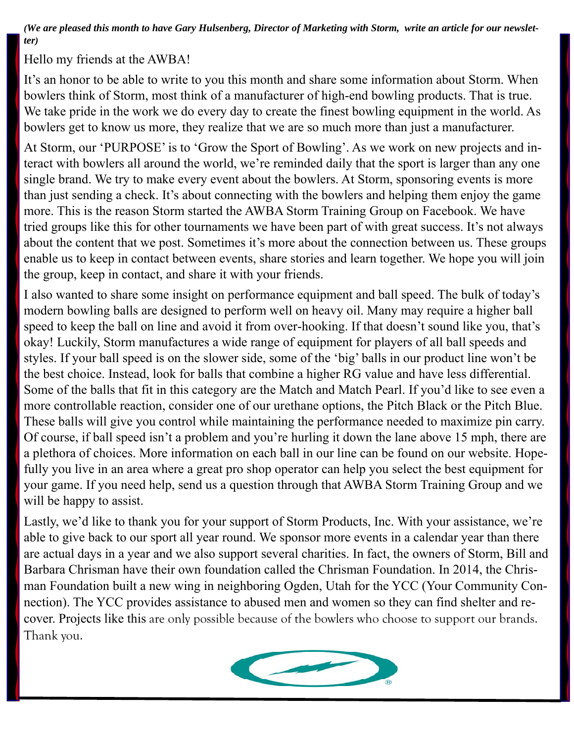***(We are pleased this month to have Gary Hulsenberg, Director of Marketing with Storm, write an article for our newsletter)***

Hello my friends at the AWBA!

It's an honor to be able to write to you this month and share some information about Storm. When bowlers think of Storm, most think of a manufacturer of high-end bowling products. That is true. We take pride in the work we do every day to create the finest bowling equipment in the world. As bowlers get to know us more, they realize that we are so much more than just a manufacturer.

At Storm, our 'PURPOSE' is to 'Grow the Sport of Bowling'. As we work on new projects and interact with bowlers all around the world, we're reminded daily that the sport is larger than any one single brand. We try to make every event about the bowlers. At Storm, sponsoring events is more than just sending a check. It's about connecting with the bowlers and helping them enjoy the game more. This is the reason Storm started the AWBA Storm Training Group on Facebook. We have tried groups like this for other tournaments we have been part of with great success. It's not always about the content that we post. Sometimes it's more about the connection between us. These groups enable us to keep in contact between events, share stories and learn together. We hope you will join the group, keep in contact, and share it with your friends.

I also wanted to share some insight on performance equipment and ball speed. The bulk of today's modern bowling balls are designed to perform well on heavy oil. Many may require a higher ball speed to keep the ball on line and avoid it from over-hooking. If that doesn't sound like you, that's okay! Luckily, Storm manufactures a wide range of equipment for players of all ball speeds and styles. If your ball speed is on the slower side, some of the 'big' balls in our product line won't be the best choice. Instead, look for balls that combine a higher RG value and have less differential. Some of the balls that fit in this category are the Match and Match Pearl. If you'd like to see even a more controllable reaction, consider one of our urethane options, the Pitch Black or the Pitch Blue. These balls will give you control while maintaining the performance needed to maximize pin carry. Of course, if ball speed isn't a problem and you're hurling it down the lane above 15 mph, there are a plethora of choices. More information on each ball in our line can be found on our website. Hopefully you live in an area where a great pro shop operator can help you select the best equipment for your game. If you need help, send us a question through that AWBA Storm Training Group and we will be happy to assist.

Lastly, we'd like to thank you for your support of Storm Products, Inc. With your assistance, we're able to give back to our sport all year round. We sponsor more events in a calendar year than there are actual days in a year and we also support several charities. In fact, the owners of Storm, Bill and Barbara Chrisman have their own foundation called the Chrisman Foundation. In 2014, the Chrisman Foundation built a new wing in neighboring Ogden, Utah for the YCC (Your Community Connection). The YCC provides assistance to abused men and women so they can find shelter and recover. Projects like this are only possible because of the bowlers who choose to support our brands. Thank you.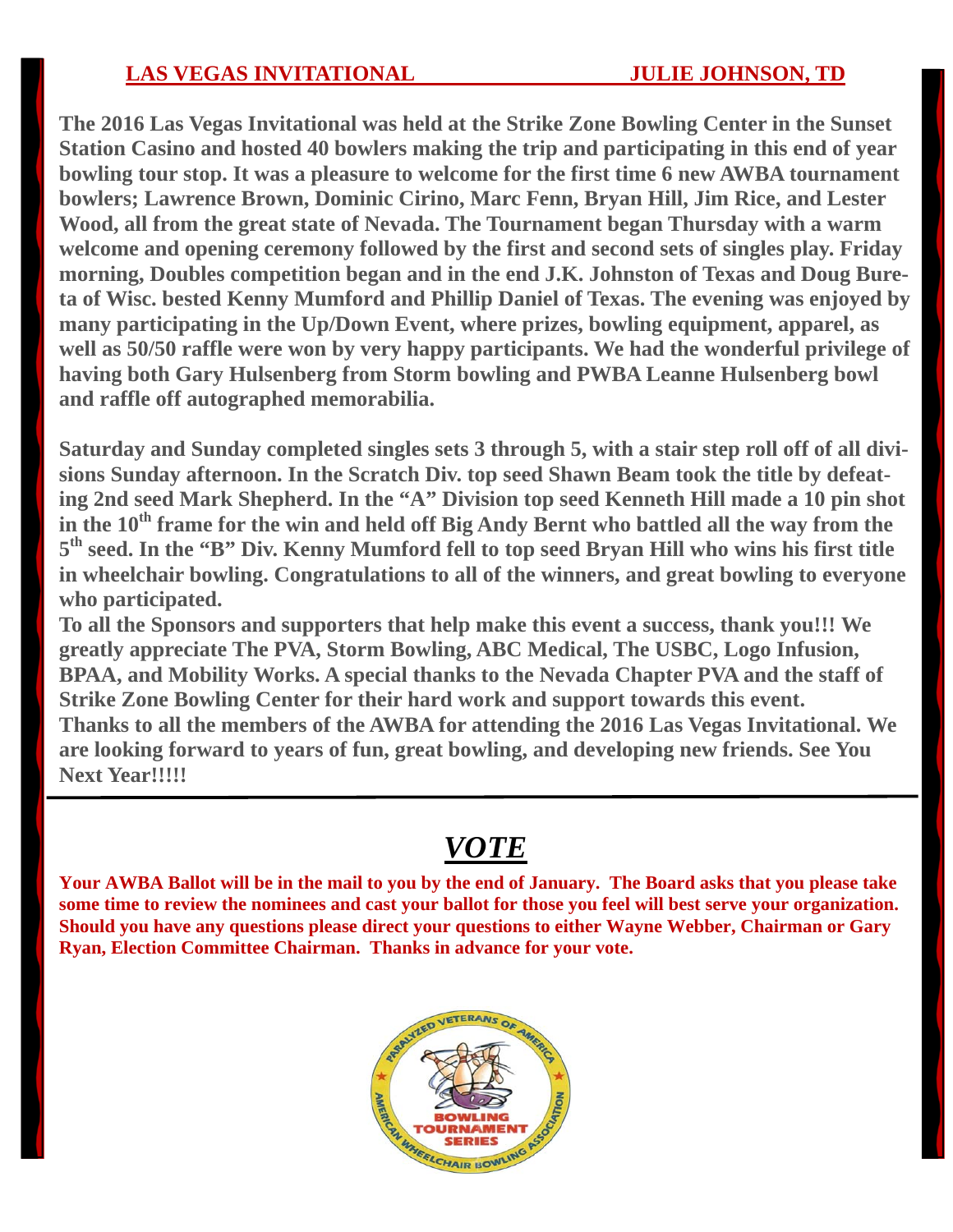## LAS VEGAS INVITATIONAL JULIE JOHNSON, TD

**The 2016 Las Vegas Invitational was held at the Strike Zone Bowling Center in the Sunset Station Casino and hosted 40 bowlers making the trip and participating in this end of year bowling tour stop. It was a pleasure to welcome for the first time 6 new AWBA tournament bowlers; Lawrence Brown, Dominic Cirino, Marc Fenn, Bryan Hill, Jim Rice, and Lester Wood, all from the great state of Nevada. The Tournament began Thursday with a warm welcome and opening ceremony followed by the first and second sets of singles play. Friday morning, Doubles competition began and in the end J.K. Johnston of Texas and Doug Bureta of Wisc. bested Kenny Mumford and Phillip Daniel of Texas. The evening was enjoyed by many participating in the Up/Down Event, where prizes, bowling equipment, apparel, as well as 50/50 raffle were won by very happy participants. We had the wonderful privilege of having both Gary Hulsenberg from Storm bowling and PWBA Leanne Hulsenberg bowl and raffle off autographed memorabilia.**

**Saturday and Sunday completed singles sets 3 through 5, with a stair step roll off of all divisions Sunday afternoon. In the Scratch Div. top seed Shawn Beam took the title by defeating 2nd seed Mark Shepherd. In the "A" Division top seed Kenneth Hill made a 10 pin shot in the 10th frame for the win and held off Big Andy Bernt who battled all the way from the 5th seed. In the "B" Div. Kenny Mumford fell to top seed Bryan Hill who wins his first title in wheelchair bowling. Congratulations to all of the winners, and great bowling to everyone who participated.**

**To all the Sponsors and supporters that help make this event a success, thank you!!! We greatly appreciate The PVA, Storm Bowling, ABC Medical, The USBC, Logo Infusion, BPAA, and Mobility Works. A special thanks to the Nevada Chapter PVA and the staff of Strike Zone Bowling Center for their hard work and support towards this event.**

**Thanks to all the members of the AWBA for attending the 2016 Las Vegas Invitational. We are looking forward to years of fun, great bowling, and developing new friends. See You Next Year!!!!!**

---

# *VOTE*

**Your AWBA Ballot will be in the mail to you by the end of January. The Board asks that you please take some time to review the nominees and cast your ballot for those you feel will best serve your organization. Should you have any questions please direct your questions to either Wayne Webber, Chairman or Gary Ryan, Election Committee Chairman. Thanks in advance for your vote.**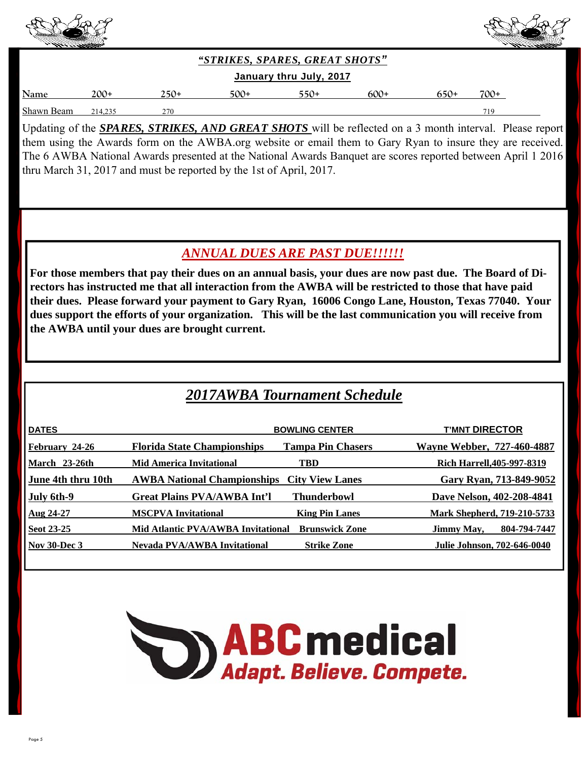## *"STRIKES, SPARES, GREAT SHOTS"*

**January thru July, 2017**

| Name | 200+ | 250+ | 500+ | 550+ | 600+ | 650+ | 700+ |
|---|---|---|---|---|---|---|---|
| Shawn Beam | 214,235 | 270 | | | | | 719 |

Updating of the ***SPARES, STRIKES, AND GREAT SHOTS*** will be reflected on a 3 month interval. Please report them using the Awards form on the AWBA.org website or email them to Gary Ryan to insure they are received. The 6 AWBA National Awards presented at the National Awards Banquet are scores reported between April 1 2016 thru March 31, 2017 and must be reported by the 1st of April, 2017.

## *ANNUAL DUES ARE PAST DUE!!!!!!*

**For those members that pay their dues on an annual basis, your dues are now past due. The Board of Directors has instructed me that all interaction from the AWBA will be restricted to those that have paid their dues. Please forward your payment to Gary Ryan, 16006 Congo Lane, Houston, Texas 77040. Your dues support the efforts of your organization. This will be the last communication you will receive from the AWBA until your dues are brought current.**

## *2017AWBA Tournament Schedule*

| DATES | | BOWLING CENTER | T'MNT DIRECTOR |
|---|---|---|---|
| February 24-26 | Florida State Championships | Tampa Pin Chasers | Wayne Webber, 727-460-4887 |
| March 23-26th | Mid America Invitational | TBD | Rich Harrell,405-997-8319 |
| June 4th thru 10th | AWBA National Championships | City View Lanes | Gary Ryan, 713-849-9052 |
| July 6th-9 | Great Plains PVA/AWBA Int'l | Thunderbowl | Dave Nelson, 402-208-4841 |
| Aug 24-27 | MSCPVA Invitational | King Pin Lanes | Mark Shepherd, 719-210-5733 |
| Seot 23-25 | Mid Atlantic PVA/AWBA Invitational | Brunswick Zone | Jimmy May, 804-794-7447 |
| Nov 30-Dec 3 | Nevada PVA/AWBA Invitational | Strike Zone | Julie Johnson, 702-646-0040 |

**ABC medical**
*Adapt. Believe. Compete.*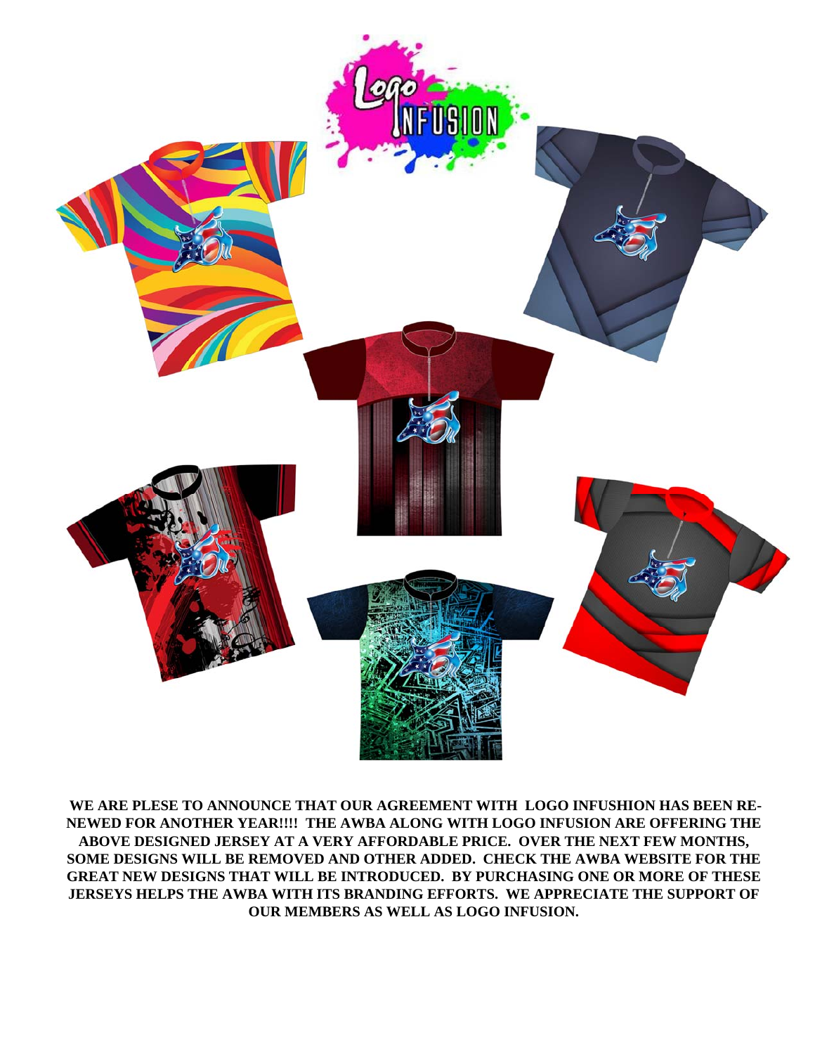**WE ARE PLESE TO ANNOUNCE THAT OUR AGREEMENT WITH LOGO INFUSHION HAS BEEN RE-NEWED FOR ANOTHER YEAR!!!! THE AWBA ALONG WITH LOGO INFUSION ARE OFFERING THE ABOVE DESIGNED JERSEY AT A VERY AFFORDABLE PRICE. OVER THE NEXT FEW MONTHS, SOME DESIGNS WILL BE REMOVED AND OTHER ADDED. CHECK THE AWBA WEBSITE FOR THE GREAT NEW DESIGNS THAT WILL BE INTRODUCED. BY PURCHASING ONE OR MORE OF THESE JERSEYS HELPS THE AWBA WITH ITS BRANDING EFFORTS. WE APPRECIATE THE SUPPORT OF OUR MEMBERS AS WELL AS LOGO INFUSION.**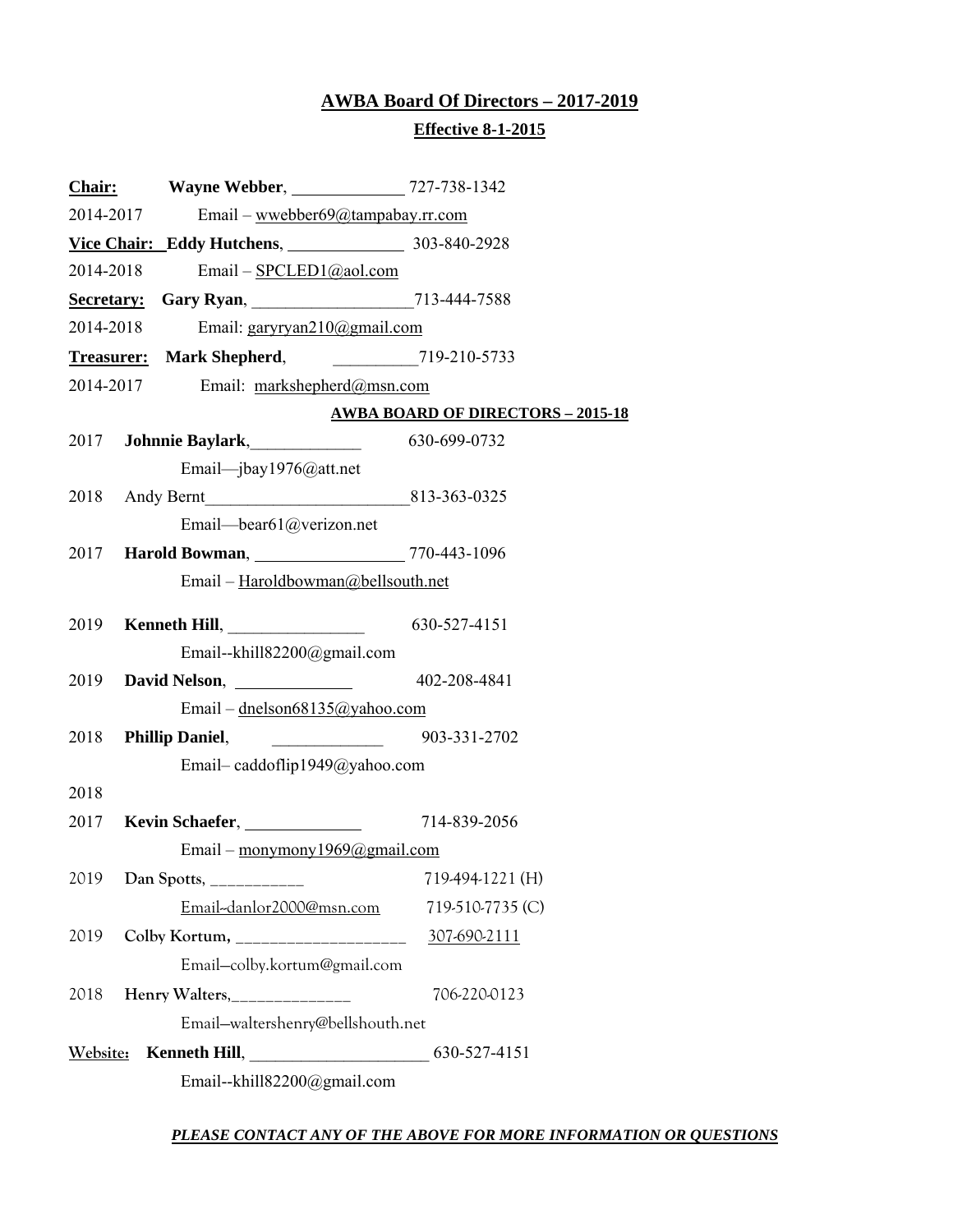## AWBA Board Of Directors – 2017-2019

### Effective 8-1-2015

**Chair:** **Wayne Webber**, ______________ 727-738-1342
2014-2017 Email – wwebber69@tampabay.rr.com

**Vice Chair:** **Eddy Hutchens**, ______________ 303-840-2928
2014-2018 Email – SPCLED1@aol.com

**Secretary:** **Gary Ryan**, ___________________713-444-7588
2014-2018 Email: garyryan210@gmail.com

**Treasurer:** **Mark Shepherd**, __________719-210-5733
2014-2017 Email: markshepherd@msn.com

**AWBA BOARD OF DIRECTORS – 2015-18**

2017 **Johnnie Baylark**,_____________ 630-699-0732
Email—jbay1976@att.net

2018 Andy Bernt________________________813-363-0325
Email—bear61@verizon.net

2017 **Harold Bowman**, _________________ 770-443-1096
Email – Haroldbowman@bellsouth.net

2019 **Kenneth Hill**, ________________ 630-527-4151
Email--khill82200@gmail.com

2019 **David Nelson**, ______________ 402-208-4841
Email – dnelson68135@yahoo.com

2018 **Phillip Daniel**, _____________ 903-331-2702
Email– caddoflip1949@yahoo.com

2018

2017 **Kevin Schaefer**, ______________ 714-839-2056
Email – monymony1969@gmail.com

2019 Dan Spotts, ___________ 719-494-1221 (H)
Email~danlor2000@msn.com 719-510-7735 (C)

2019 **Colby Kortum,** ___________________ 307-690-2111
Email—colby.kortum@gmail.com

2018 Henry Walters,______________ 706-220-0123
Email—waltershenry@bellshouth.net

**Website:** **Kenneth Hill**, _____________________ 630-527-4151
Email--khill82200@gmail.com

***PLEASE CONTACT ANY OF THE ABOVE FOR MORE INFORMATION OR QUESTIONS***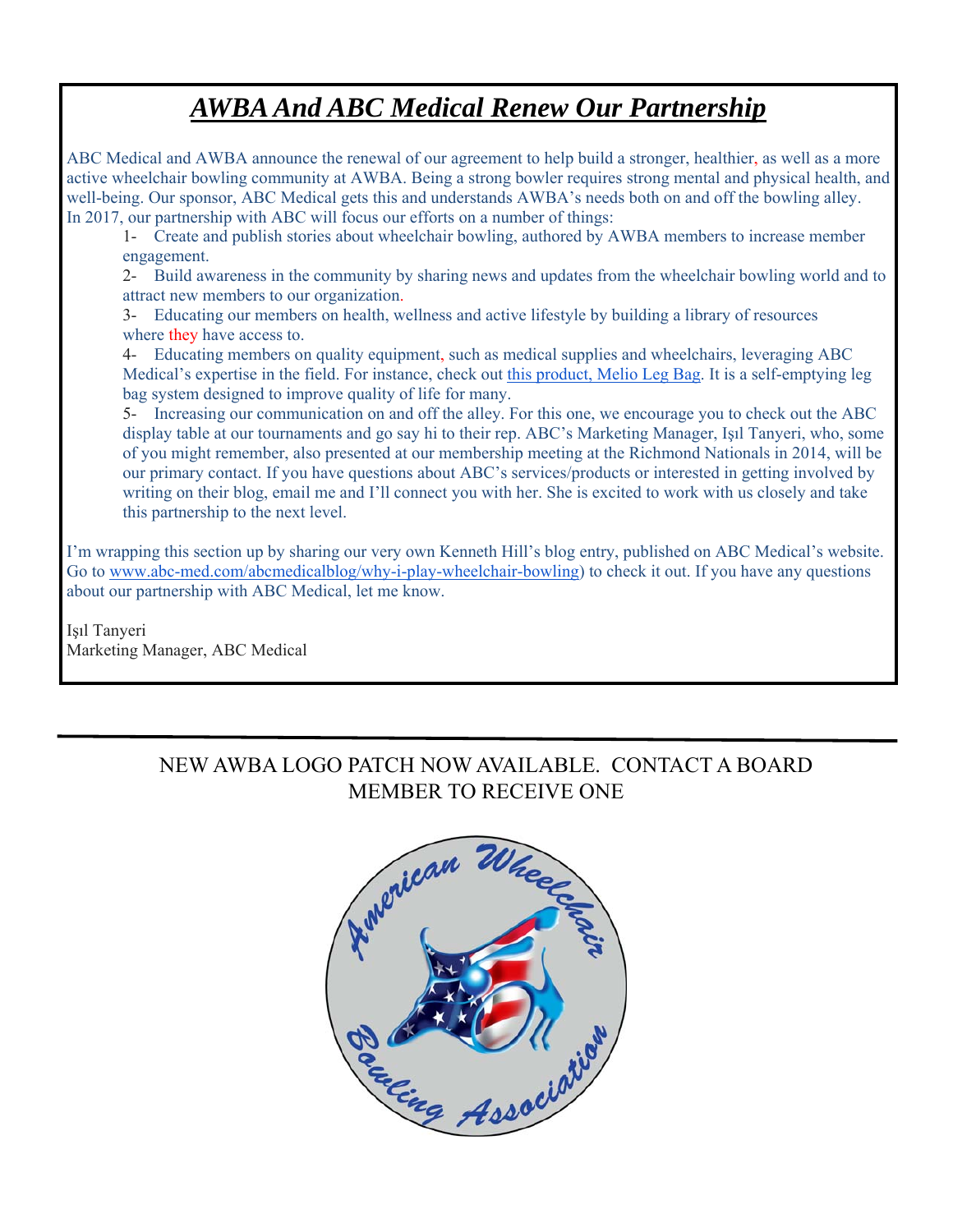# *AWBA And ABC Medical Renew Our Partnership*

ABC Medical and AWBA announce the renewal of our agreement to help build a stronger, healthier, as well as a more active wheelchair bowling community at AWBA. Being a strong bowler requires strong mental and physical health, and well-being. Our sponsor, ABC Medical gets this and understands AWBA's needs both on and off the bowling alley. In 2017, our partnership with ABC will focus our efforts on a number of things:

1- Create and publish stories about wheelchair bowling, authored by AWBA members to increase member engagement.

2- Build awareness in the community by sharing news and updates from the wheelchair bowling world and to attract new members to our organization.

3- Educating our members on health, wellness and active lifestyle by building a library of resources where they have access to.

4- Educating members on quality equipment, such as medical supplies and wheelchairs, leveraging ABC Medical's expertise in the field. For instance, check out this product, Melio Leg Bag. It is a self-emptying leg bag system designed to improve quality of life for many.

5- Increasing our communication on and off the alley. For this one, we encourage you to check out the ABC display table at our tournaments and go say hi to their rep. ABC's Marketing Manager, Işıl Tanyeri, who, some of you might remember, also presented at our membership meeting at the Richmond Nationals in 2014, will be our primary contact. If you have questions about ABC's services/products or interested in getting involved by writing on their blog, email me and I'll connect you with her. She is excited to work with us closely and take this partnership to the next level.

I'm wrapping this section up by sharing our very own Kenneth Hill's blog entry, published on ABC Medical's website. Go to www.abc-med.com/abcmedicalblog/why-i-play-wheelchair-bowling) to check it out. If you have any questions about our partnership with ABC Medical, let me know.

Işıl Tanyeri
Marketing Manager, ABC Medical

---

NEW AWBA LOGO PATCH NOW AVAILABLE. CONTACT A BOARD MEMBER TO RECEIVE ONE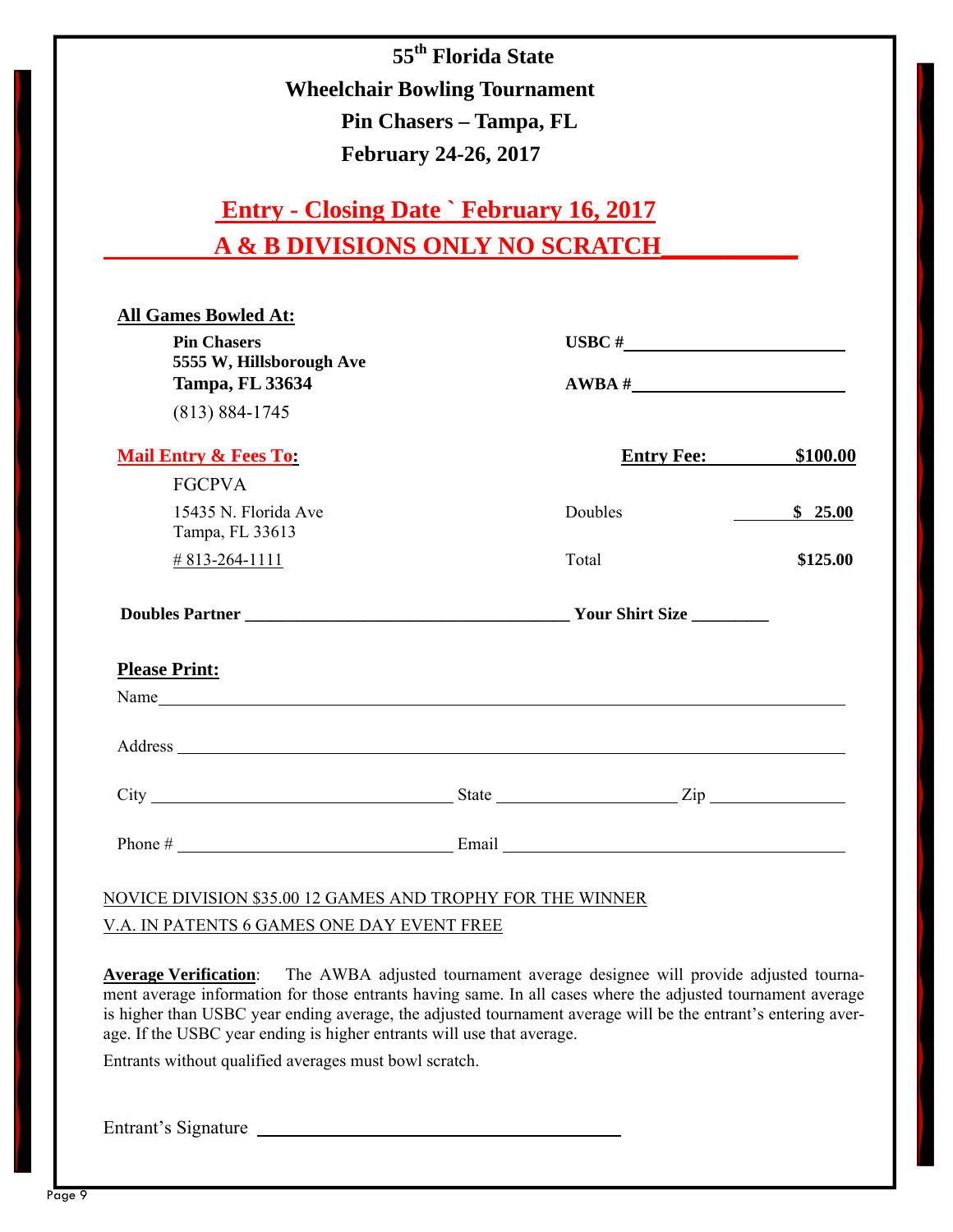# 55th Florida State Wheelchair Bowling Tournament

## Pin Chasers – Tampa, FL

## February 24-26, 2017

## Entry - Closing Date ` February 16, 2017

## A & B DIVISIONS ONLY NO SCRATCH

**All Games Bowled At:**

**Pin Chasers**
**5555 W, Hillsborough Ave**
**Tampa, FL 33634**
(813) 884-1745

**USBC #**\_\_\_\_\_\_\_\_\_\_\_\_\_\_\_\_\_\_\_\_

**AWBA #**\_\_\_\_\_\_\_\_\_\_\_\_\_\_\_\_\_\_\_\_

**Mail Entry & Fees To:**

FGCPVA
15435 N. Florida Ave
Tampa, FL 33613
# 813-264-1111

| | |
|---|---|
| **Entry Fee:** | **$100.00** |
| Doubles | **$ 25.00** |
| Total | **$125.00** |

**Doubles Partner** \_\_\_\_\_\_\_\_\_\_\_\_\_\_\_\_\_\_\_\_\_\_\_\_\_\_\_\_\_\_ **Your Shirt Size** \_\_\_\_\_\_\_\_

**Please Print:**

Name \_\_\_\_\_\_\_\_\_\_\_\_\_\_\_\_\_\_\_\_\_\_\_\_\_\_\_\_\_\_\_\_\_\_\_\_\_\_\_\_\_\_\_\_\_\_\_\_\_\_\_\_\_\_\_\_

Address \_\_\_\_\_\_\_\_\_\_\_\_\_\_\_\_\_\_\_\_\_\_\_\_\_\_\_\_\_\_\_\_\_\_\_\_\_\_\_\_\_\_\_\_\_\_\_\_\_\_\_\_\_\_

City \_\_\_\_\_\_\_\_\_\_\_\_\_\_\_\_\_\_\_\_\_\_\_ State \_\_\_\_\_\_\_\_\_\_\_\_\_\_ Zip \_\_\_\_\_\_\_\_\_\_

Phone # \_\_\_\_\_\_\_\_\_\_\_\_\_\_\_\_\_\_\_\_\_\_ Email \_\_\_\_\_\_\_\_\_\_\_\_\_\_\_\_\_\_\_\_\_\_\_\_\_\_\_

NOVICE DIVISION $35.00 12 GAMES AND TROPHY FOR THE WINNER

V.A. IN PATENTS 6 GAMES ONE DAY EVENT FREE

**Average Verification**: The AWBA adjusted tournament average designee will provide adjusted tournament average information for those entrants having same. In all cases where the adjusted tournament average is higher than USBC year ending average, the adjusted tournament average will be the entrant's entering average. If the USBC year ending is higher entrants will use that average.

Entrants without qualified averages must bowl scratch.

Entrant's Signature \_\_\_\_\_\_\_\_\_\_\_\_\_\_\_\_\_\_\_\_\_\_\_\_\_\_\_\_\_\_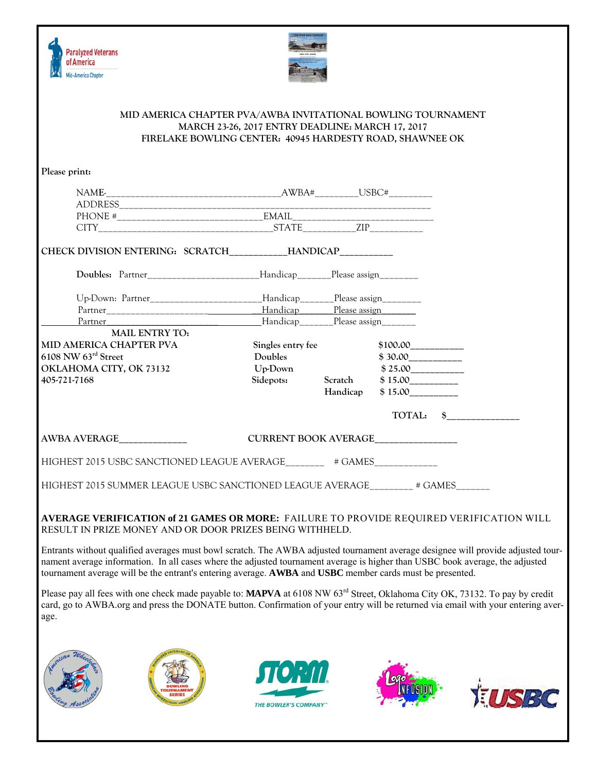**MID AMERICA CHAPTER PVA/AWBA INVITATIONAL BOWLING TOURNAMENT**
**MARCH 23-26, 2017 ENTRY DEADLINE: MARCH 17, 2017**
**FIRELAKE BOWLING CENTER: 40945 HARDESTY ROAD, SHAWNEE OK**

**Please print:**

NAME_______________________________________AWBA#_________USBC#_________
ADDRESS_________________________________________________________________
PHONE #________________________________EMAIL_____________________________
CITY______________________________________STATE___________ZIP___________

**CHECK DIVISION ENTERING: SCRATCH____________HANDICAP___________**

**Doubles:** Partner________________________Handicap_______Please assign________

Up-Down: Partner________________________Handicap_______Please assign________
Partner________________________Handicap_______Please assign________
Partner________________________Handicap_______Please assign________

**MAIL ENTRY TO:**
**MID AMERICA CHAPTER PVA**
**6108 NW 63rd Street**
**OKLAHOMA CITY, OK 73132**
**405-721-7168**

| | | |
|---|---|---|
| Singles entry fee | | $100.00___________ |
| Doubles | | $ 30.00___________ |
| Up-Down | | $ 25.00___________ |
| Sidepots: | Scratch | $ 15.00__________ |
| | Handicap | $ 15.00__________ |

TOTAL: $_______________

AWBA AVERAGE______________ CURRENT BOOK AVERAGE_________________

HIGHEST 2015 USBC SANCTIONED LEAGUE AVERAGE________ # GAMES_____________

HIGHEST 2015 SUMMER LEAGUE USBC SANCTIONED LEAGUE AVERAGE_________ # GAMES_______

**AVERAGE VERIFICATION of 21 GAMES OR MORE:** FAILURE TO PROVIDE REQUIRED VERIFICATION WILL RESULT IN PRIZE MONEY AND OR DOOR PRIZES BEING WITHHELD.

Entrants without qualified averages must bowl scratch. The AWBA adjusted tournament average designee will provide adjusted tournament average information. In all cases where the adjusted tournament average is higher than USBC book average, the adjusted tournament average will be the entrant's entering average. **AWBA** and **USBC** member cards must be presented.

Please pay all fees with one check made payable to: **MAPVA** at 6108 NW 63rd Street, Oklahoma City OK, 73132. To pay by credit card, go to AWBA.org and press the DONATE button. Confirmation of your entry will be returned via email with your entering average.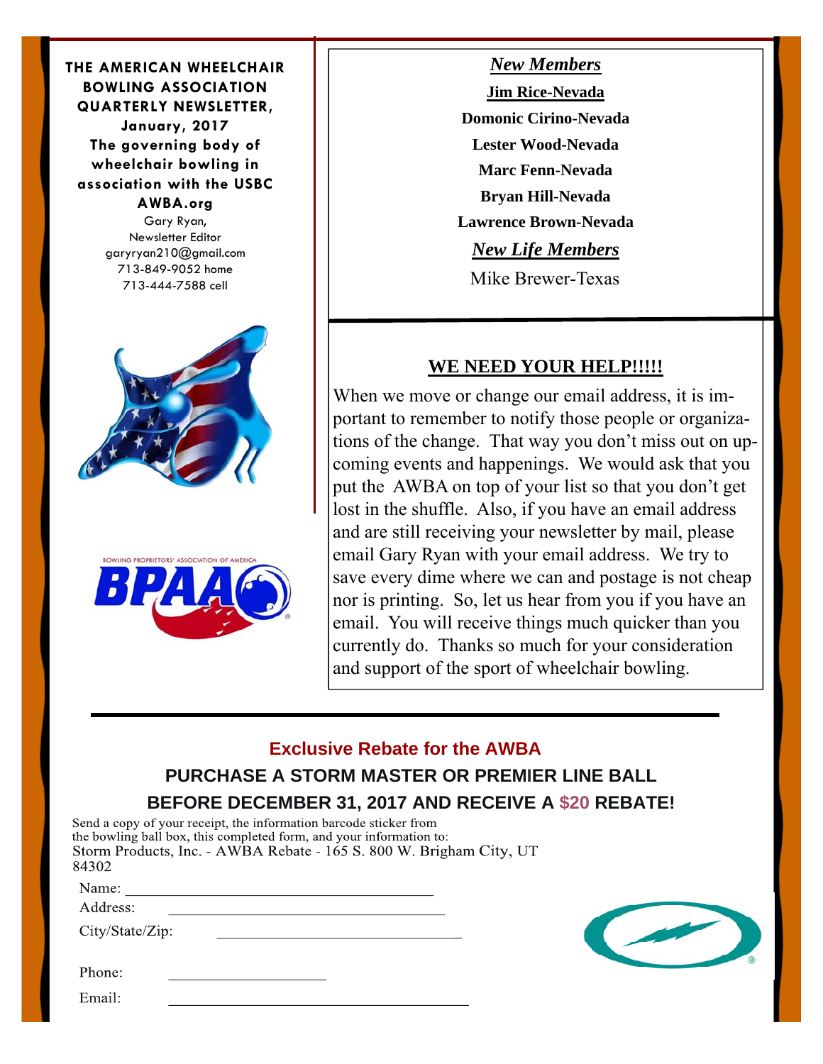**THE AMERICAN WHEELCHAIR BOWLING ASSOCIATION QUARTERLY NEWSLETTER, January, 2017**

**The governing body of wheelchair bowling in association with the USBC**

**AWBA.org**

Gary Ryan,
Newsletter Editor
garyryan210@gmail.com
713-849-9052 home
713-444-7588 cell

BOWLING PROPRIETORS' ASSOCIATION OF AMERICA

BPAA

## *New Members*

**Jim Rice-Nevada**

**Domonic Cirino-Nevada**

**Lester Wood-Nevada**

**Marc Fenn-Nevada**

**Bryan Hill-Nevada**

**Lawrence Brown-Nevada**

## *New Life Members*

Mike Brewer-Texas

## WE NEED YOUR HELP!!!!!

When we move or change our email address, it is important to remember to notify those people or organizations of the change. That way you don't miss out on upcoming events and happenings. We would ask that you put the AWBA on top of your list so that you don't get lost in the shuffle. Also, if you have an email address and are still receiving your newsletter by mail, please email Gary Ryan with your email address. We try to save every dime where we can and postage is not cheap nor is printing. So, let us hear from you if you have an email. You will receive things much quicker than you currently do. Thanks so much for your consideration and support of the sport of wheelchair bowling.

---

## Exclusive Rebate for the AWBA

### PURCHASE A STORM MASTER OR PREMIER LINE BALL BEFORE DECEMBER 31, 2017 AND RECEIVE A $20 REBATE!

Send a copy of your receipt, the information barcode sticker from the bowling ball box, this completed form, and your information to:
Storm Products, Inc. - AWBA Rebate - 165 S. 800 W. Brigham City, UT 84302

Name: ________________________________________

Address: ________________________________________

City/State/Zip: ________________________________

Phone: ____________________

Email: ________________________________________